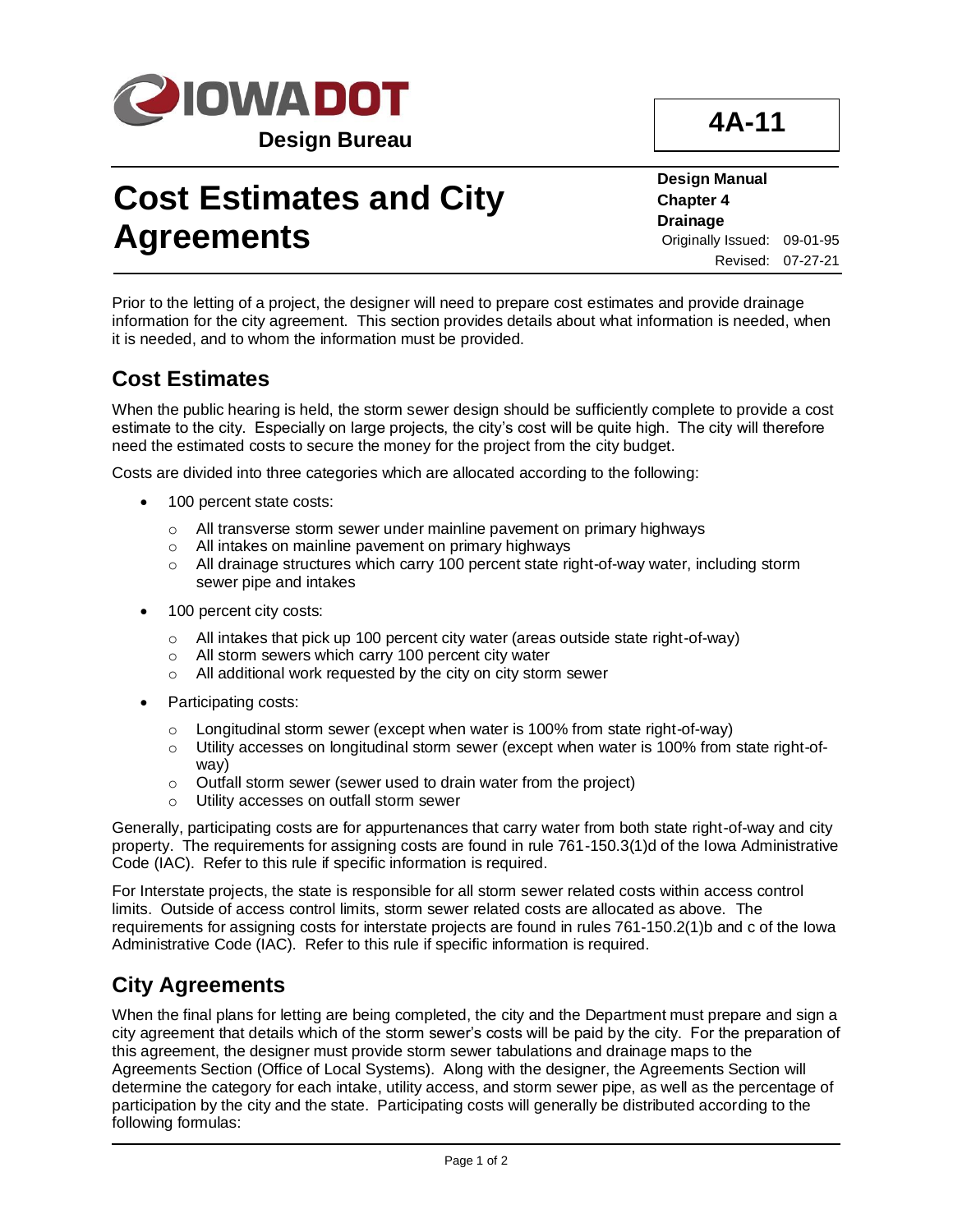**IOWA DOT**

**Design Bureau**

**4A-11**

# Cost Estimates and City Agreements

**Design Manual**
**Chapter 4**
**Drainage**
Originally Issued: 09-01-95
Revised: 07-27-21

Prior to the letting of a project, the designer will need to prepare cost estimates and provide drainage information for the city agreement. This section provides details about what information is needed, when it is needed, and to whom the information must be provided.

## Cost Estimates

When the public hearing is held, the storm sewer design should be sufficiently complete to provide a cost estimate to the city. Especially on large projects, the city's cost will be quite high. The city will therefore need the estimated costs to secure the money for the project from the city budget.

Costs are divided into three categories which are allocated according to the following:

- 100 percent state costs:
  - All transverse storm sewer under mainline pavement on primary highways
  - All intakes on mainline pavement on primary highways
  - All drainage structures which carry 100 percent state right-of-way water, including storm sewer pipe and intakes
- 100 percent city costs:
  - All intakes that pick up 100 percent city water (areas outside state right-of-way)
  - All storm sewers which carry 100 percent city water
  - All additional work requested by the city on city storm sewer
- Participating costs:
  - Longitudinal storm sewer (except when water is 100% from state right-of-way)
  - Utility accesses on longitudinal storm sewer (except when water is 100% from state right-of-way)
  - Outfall storm sewer (sewer used to drain water from the project)
  - Utility accesses on outfall storm sewer

Generally, participating costs are for appurtenances that carry water from both state right-of-way and city property. The requirements for assigning costs are found in rule 761-150.3(1)d of the Iowa Administrative Code (IAC). Refer to this rule if specific information is required.

For Interstate projects, the state is responsible for all storm sewer related costs within access control limits. Outside of access control limits, storm sewer related costs are allocated as above. The requirements for assigning costs for interstate projects are found in rules 761-150.2(1)b and c of the Iowa Administrative Code (IAC). Refer to this rule if specific information is required.

## City Agreements

When the final plans for letting are being completed, the city and the Department must prepare and sign a city agreement that details which of the storm sewer's costs will be paid by the city. For the preparation of this agreement, the designer must provide storm sewer tabulations and drainage maps to the Agreements Section (Office of Local Systems). Along with the designer, the Agreements Section will determine the category for each intake, utility access, and storm sewer pipe, as well as the percentage of participation by the city and the state. Participating costs will generally be distributed according to the following formulas: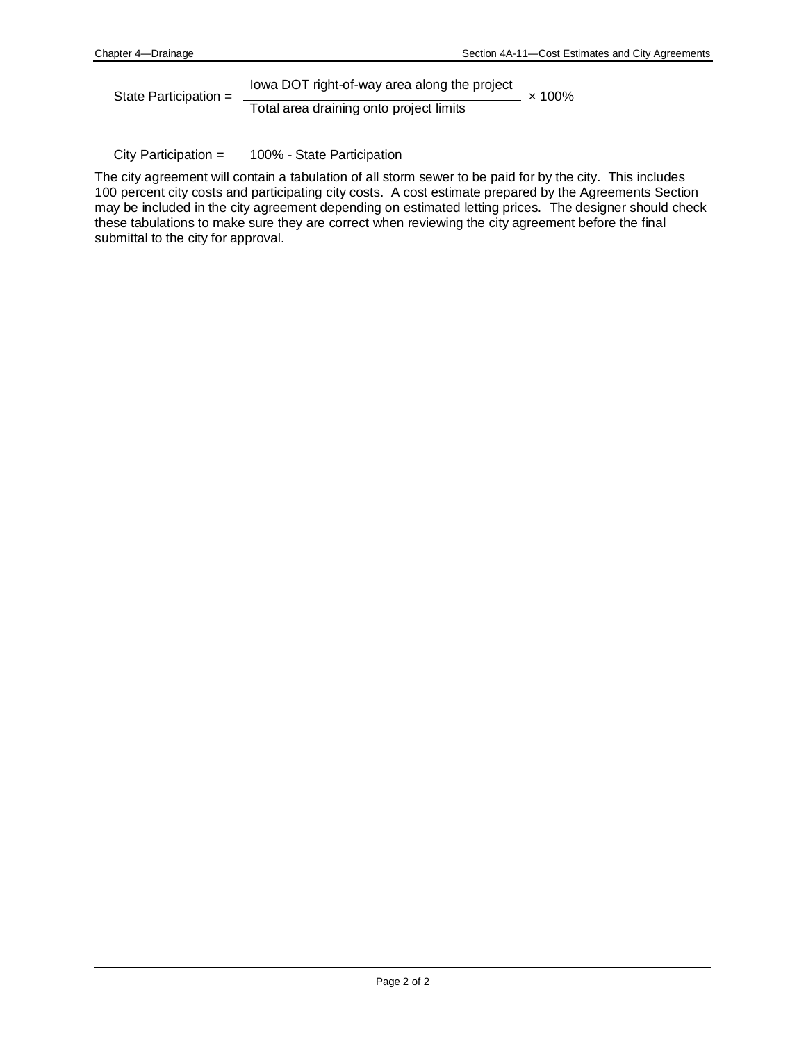$$\text{State Participation} = \frac{\text{Iowa DOT right-of-way area along the project}}{\text{Total area draining onto project limits}} \times 100\%$$

$$\text{City Participation} = 100\% - \text{State Participation}$$

The city agreement will contain a tabulation of all storm sewer to be paid for by the city. This includes 100 percent city costs and participating city costs. A cost estimate prepared by the Agreements Section may be included in the city agreement depending on estimated letting prices. The designer should check these tabulations to make sure they are correct when reviewing the city agreement before the final submittal to the city for approval.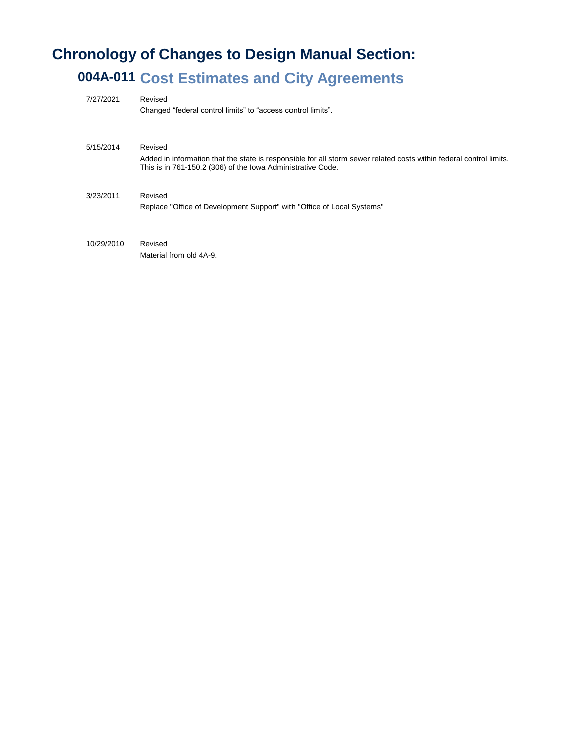# Chronology of Changes to Design Manual Section:

## 004A-011 Cost Estimates and City Agreements

7/27/2021 Revised

Changed “federal control limits” to “access control limits”.

5/15/2014 Revised

Added in information that the state is responsible for all storm sewer related costs within federal control limits. This is in 761-150.2 (306) of the Iowa Administrative Code.

3/23/2011 Revised

Replace "Office of Development Support" with "Office of Local Systems"

10/29/2010 Revised

Material from old 4A-9.